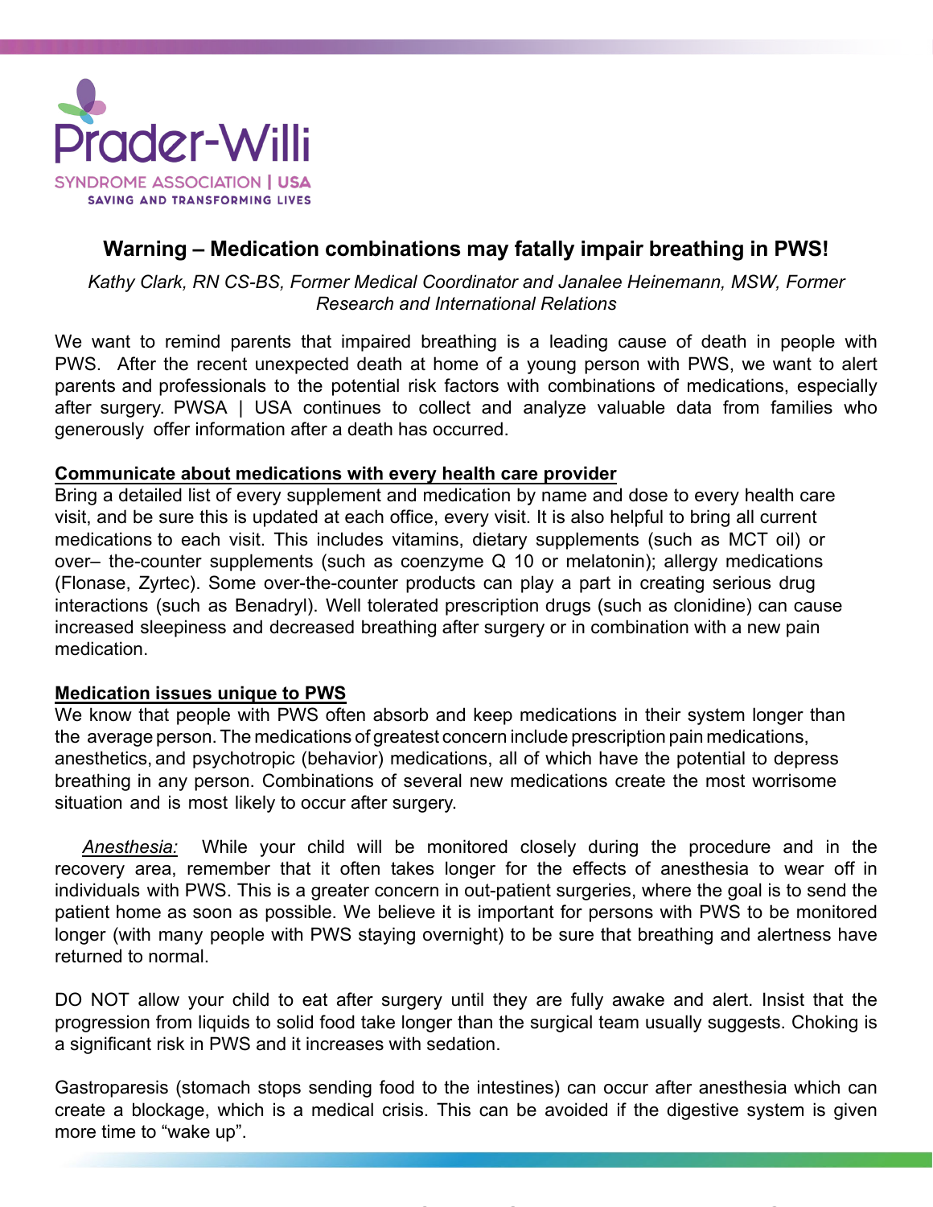Prader-Willi

SYNDROME ASSOCIATION | USA

SAVING AND TRANSFORMING LIVES

# Warning – Medication combinations may fatally impair breathing in PWS!

*Kathy Clark, RN CS-BS, Former Medical Coordinator and Janalee Heinemann, MSW, Former Research and International Relations*

We want to remind parents that impaired breathing is a leading cause of death in people with PWS. After the recent unexpected death at home of a young person with PWS, we want to alert parents and professionals to the potential risk factors with combinations of medications, especially after surgery. PWSA | USA continues to collect and analyze valuable data from families who generously offer information after a death has occurred.

## Communicate about medications with every health care provider

Bring a detailed list of every supplement and medication by name and dose to every health care visit, and be sure this is updated at each office, every visit. It is also helpful to bring all current medications to each visit. This includes vitamins, dietary supplements (such as MCT oil) or over– the-counter supplements (such as coenzyme Q 10 or melatonin); allergy medications (Flonase, Zyrtec). Some over-the-counter products can play a part in creating serious drug interactions (such as Benadryl). Well tolerated prescription drugs (such as clonidine) can cause increased sleepiness and decreased breathing after surgery or in combination with a new pain medication.

## Medication issues unique to PWS

We know that people with PWS often absorb and keep medications in their system longer than the average person. The medications of greatest concern include prescription pain medications, anesthetics, and psychotropic (behavior) medications, all of which have the potential to depress breathing in any person. Combinations of several new medications create the most worrisome situation and is most likely to occur after surgery.

*Anesthesia:* While your child will be monitored closely during the procedure and in the recovery area, remember that it often takes longer for the effects of anesthesia to wear off in individuals with PWS. This is a greater concern in out-patient surgeries, where the goal is to send the patient home as soon as possible. We believe it is important for persons with PWS to be monitored longer (with many people with PWS staying overnight) to be sure that breathing and alertness have returned to normal.

DO NOT allow your child to eat after surgery until they are fully awake and alert. Insist that the progression from liquids to solid food take longer than the surgical team usually suggests. Choking is a significant risk in PWS and it increases with sedation.

Gastroparesis (stomach stops sending food to the intestines) can occur after anesthesia which can create a blockage, which is a medical crisis. This can be avoided if the digestive system is given more time to "wake up".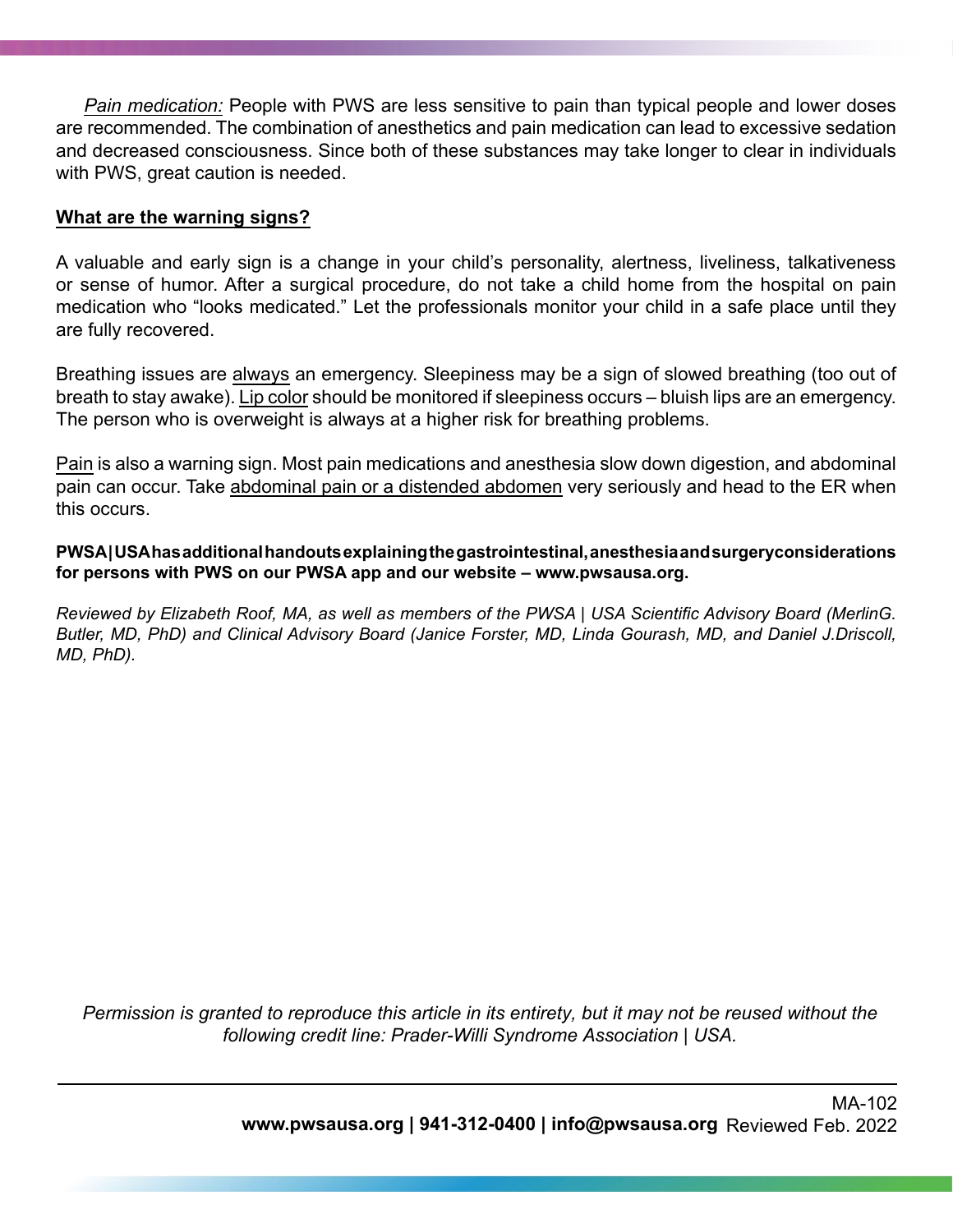*Pain medication:* People with PWS are less sensitive to pain than typical people and lower doses are recommended. The combination of anesthetics and pain medication can lead to excessive sedation and decreased consciousness. Since both of these substances may take longer to clear in individuals with PWS, great caution is needed.

## What are the warning signs?

A valuable and early sign is a change in your child's personality, alertness, liveliness, talkativeness or sense of humor. After a surgical procedure, do not take a child home from the hospital on pain medication who "looks medicated." Let the professionals monitor your child in a safe place until they are fully recovered.

Breathing issues are always an emergency. Sleepiness may be a sign of slowed breathing (too out of breath to stay awake). Lip color should be monitored if sleepiness occurs – bluish lips are an emergency. The person who is overweight is always at a higher risk for breathing problems.

Pain is also a warning sign. Most pain medications and anesthesia slow down digestion, and abdominal pain can occur. Take abdominal pain or a distended abdomen very seriously and head to the ER when this occurs.

**PWSA | USA has additional handouts explaining the gastrointestinal, anesthesia and surgery considerations for persons with PWS on our PWSA app and our website – www.pwsausa.org.**

*Reviewed by Elizabeth Roof, MA, as well as members of the PWSA | USA Scientific Advisory Board (MerlinG. Butler, MD, PhD) and Clinical Advisory Board (Janice Forster, MD, Linda Gourash, MD, and Daniel J.Driscoll, MD, PhD).*

*Permission is granted to reproduce this article in its entirety, but it may not be reused without the following credit line: Prader-Willi Syndrome Association | USA.*

MA-102

**www.pwsausa.org | 941-312-0400 | info@pwsausa.org** Reviewed Feb. 2022